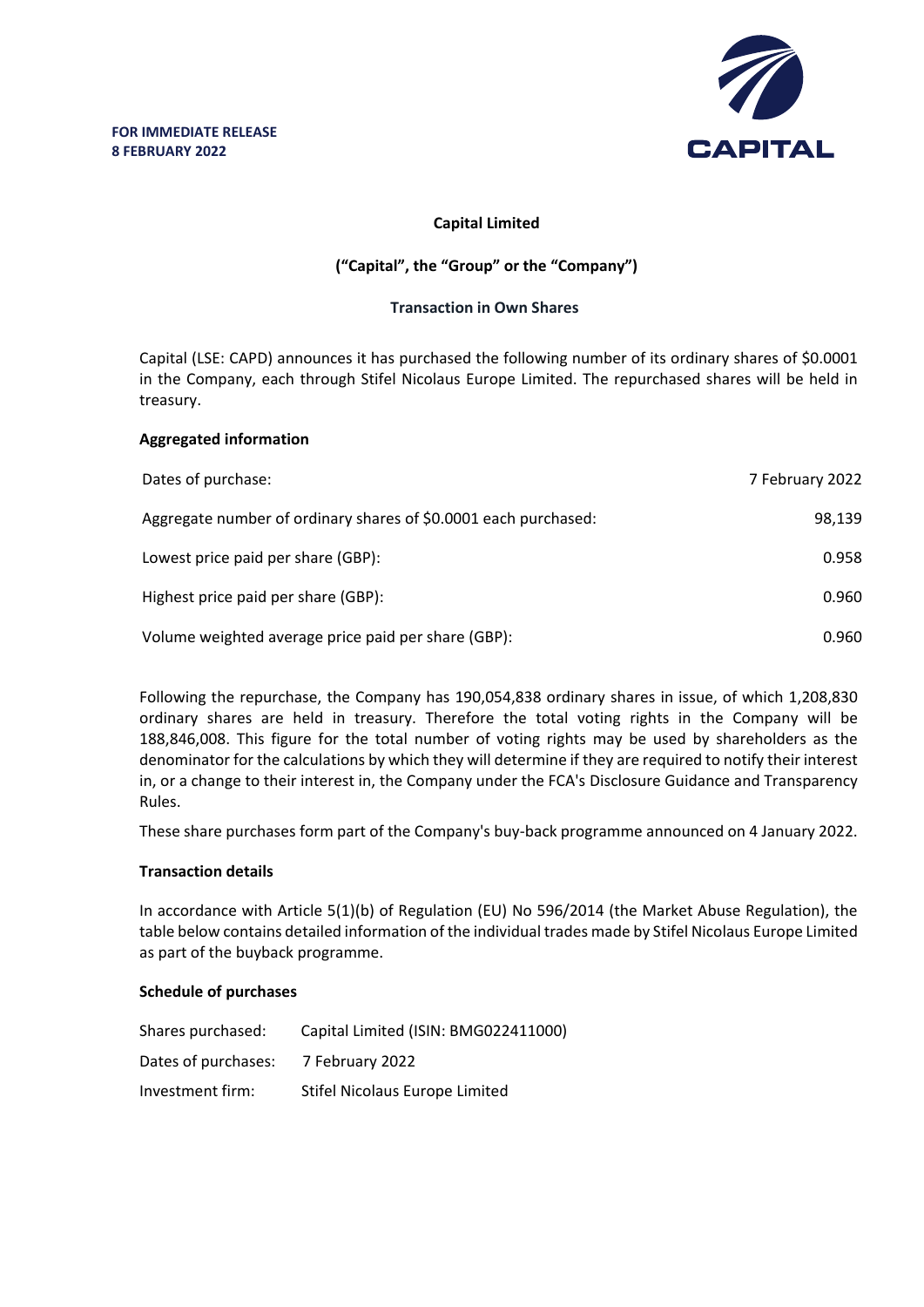**FOR IMMEDIATE RELEASE**
**8 FEBRUARY 2022**

CAPITAL

**Capital Limited**

**("Capital", the "Group" or the "Company")**

**Transaction in Own Shares**

Capital (LSE: CAPD) announces it has purchased the following number of its ordinary shares of $0.0001 in the Company, each through Stifel Nicolaus Europe Limited. The repurchased shares will be held in treasury.

**Aggregated information**

| | |
|---|---|
| Dates of purchase: | 7 February 2022 |
| Aggregate number of ordinary shares of $0.0001 each purchased: | 98,139 |
| Lowest price paid per share (GBP): | 0.958 |
| Highest price paid per share (GBP): | 0.960 |
| Volume weighted average price paid per share (GBP): | 0.960 |

Following the repurchase, the Company has 190,054,838 ordinary shares in issue, of which 1,208,830 ordinary shares are held in treasury. Therefore the total voting rights in the Company will be 188,846,008. This figure for the total number of voting rights may be used by shareholders as the denominator for the calculations by which they will determine if they are required to notify their interest in, or a change to their interest in, the Company under the FCA's Disclosure Guidance and Transparency Rules.

These share purchases form part of the Company's buy-back programme announced on 4 January 2022.

**Transaction details**

In accordance with Article 5(1)(b) of Regulation (EU) No 596/2014 (the Market Abuse Regulation), the table below contains detailed information of the individual trades made by Stifel Nicolaus Europe Limited as part of the buyback programme.

**Schedule of purchases**

| | |
|---|---|
| Shares purchased: | Capital Limited (ISIN: BMG022411000) |
| Dates of purchases: | 7 February 2022 |
| Investment firm: | Stifel Nicolaus Europe Limited |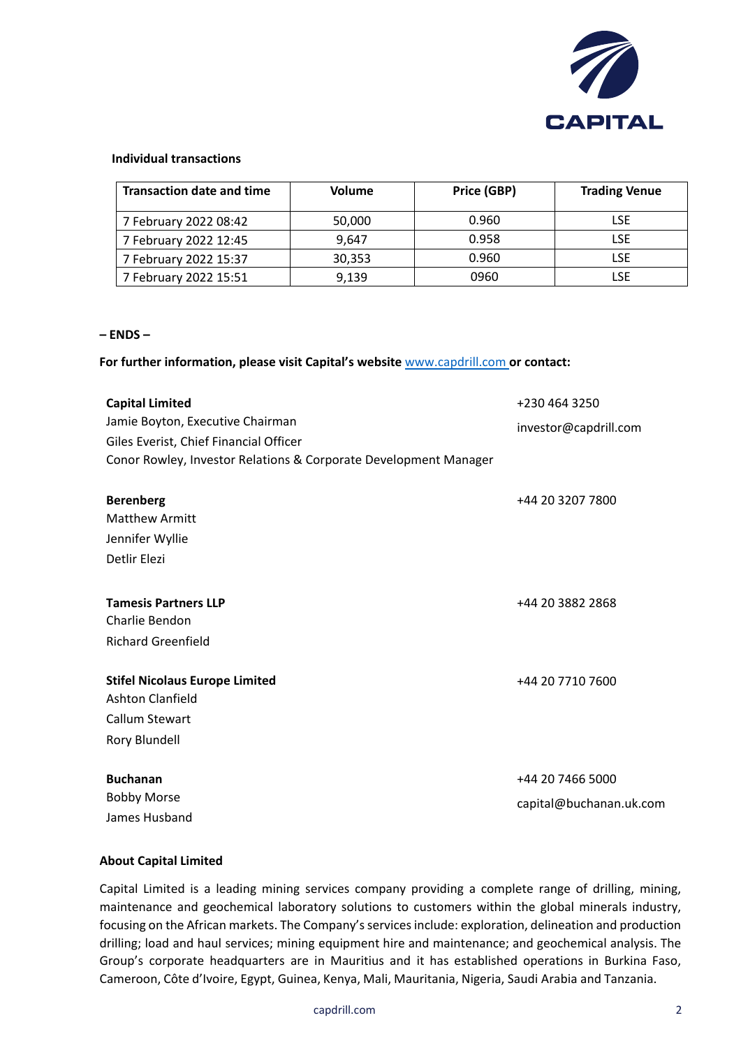**Individual transactions**

| Transaction date and time | Volume | Price (GBP) | Trading Venue |
|---|---|---|---|
| 7 February 2022 08:42 | 50,000 | 0.960 | LSE |
| 7 February 2022 12:45 | 9,647 | 0.958 | LSE |
| 7 February 2022 15:37 | 30,353 | 0.960 | LSE |
| 7 February 2022 15:51 | 9,139 | 0960 | LSE |

**– ENDS –**

**For further information, please visit Capital's website** www.capdrill.com **or contact:**

**Capital Limited** +230 464 3250
Jamie Boyton, Executive Chairman investor@capdrill.com
Giles Everist, Chief Financial Officer
Conor Rowley, Investor Relations & Corporate Development Manager

**Berenberg** +44 20 3207 7800
Matthew Armitt
Jennifer Wyllie
Detlir Elezi

**Tamesis Partners LLP** +44 20 3882 2868
Charlie Bendon
Richard Greenfield

**Stifel Nicolaus Europe Limited** +44 20 7710 7600
Ashton Clanfield
Callum Stewart
Rory Blundell

**Buchanan** +44 20 7466 5000
Bobby Morse capital@buchanan.uk.com
James Husband

**About Capital Limited**

Capital Limited is a leading mining services company providing a complete range of drilling, mining, maintenance and geochemical laboratory solutions to customers within the global minerals industry, focusing on the African markets. The Company's services include: exploration, delineation and production drilling; load and haul services; mining equipment hire and maintenance; and geochemical analysis. The Group's corporate headquarters are in Mauritius and it has established operations in Burkina Faso, Cameroon, Côte d'Ivoire, Egypt, Guinea, Kenya, Mali, Mauritania, Nigeria, Saudi Arabia and Tanzania.